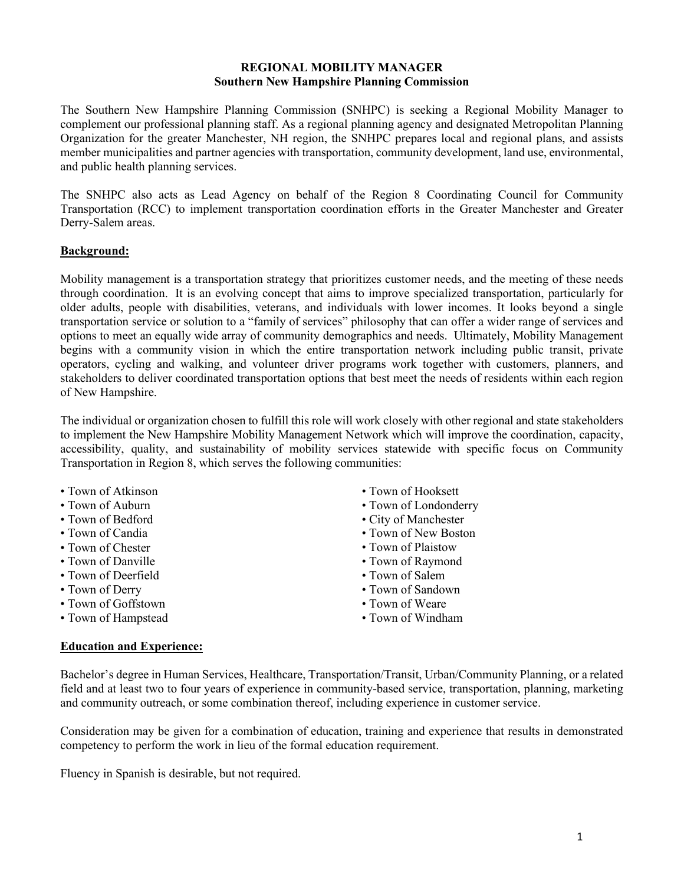# REGIONAL MOBILITY MANAGER
## Southern New Hampshire Planning Commission

The Southern New Hampshire Planning Commission (SNHPC) is seeking a Regional Mobility Manager to complement our professional planning staff. As a regional planning agency and designated Metropolitan Planning Organization for the greater Manchester, NH region, the SNHPC prepares local and regional plans, and assists member municipalities and partner agencies with transportation, community development, land use, environmental, and public health planning services.

The SNHPC also acts as Lead Agency on behalf of the Region 8 Coordinating Council for Community Transportation (RCC) to implement transportation coordination efforts in the Greater Manchester and Greater Derry-Salem areas.

### Background:

Mobility management is a transportation strategy that prioritizes customer needs, and the meeting of these needs through coordination. It is an evolving concept that aims to improve specialized transportation, particularly for older adults, people with disabilities, veterans, and individuals with lower incomes. It looks beyond a single transportation service or solution to a "family of services" philosophy that can offer a wider range of services and options to meet an equally wide array of community demographics and needs. Ultimately, Mobility Management begins with a community vision in which the entire transportation network including public transit, private operators, cycling and walking, and volunteer driver programs work together with customers, planners, and stakeholders to deliver coordinated transportation options that best meet the needs of residents within each region of New Hampshire.

The individual or organization chosen to fulfill this role will work closely with other regional and state stakeholders to implement the New Hampshire Mobility Management Network which will improve the coordination, capacity, accessibility, quality, and sustainability of mobility services statewide with specific focus on Community Transportation in Region 8, which serves the following communities:

- Town of Atkinson
- Town of Auburn
- Town of Bedford
- Town of Candia
- Town of Chester
- Town of Danville
- Town of Deerfield
- Town of Derry
- Town of Goffstown
- Town of Hampstead
- Town of Hooksett
- Town of Londonderry
- City of Manchester
- Town of New Boston
- Town of Plaistow
- Town of Raymond
- Town of Salem
- Town of Sandown
- Town of Weare
- Town of Windham

### Education and Experience:

Bachelor's degree in Human Services, Healthcare, Transportation/Transit, Urban/Community Planning, or a related field and at least two to four years of experience in community-based service, transportation, planning, marketing and community outreach, or some combination thereof, including experience in customer service.

Consideration may be given for a combination of education, training and experience that results in demonstrated competency to perform the work in lieu of the formal education requirement.

Fluency in Spanish is desirable, but not required.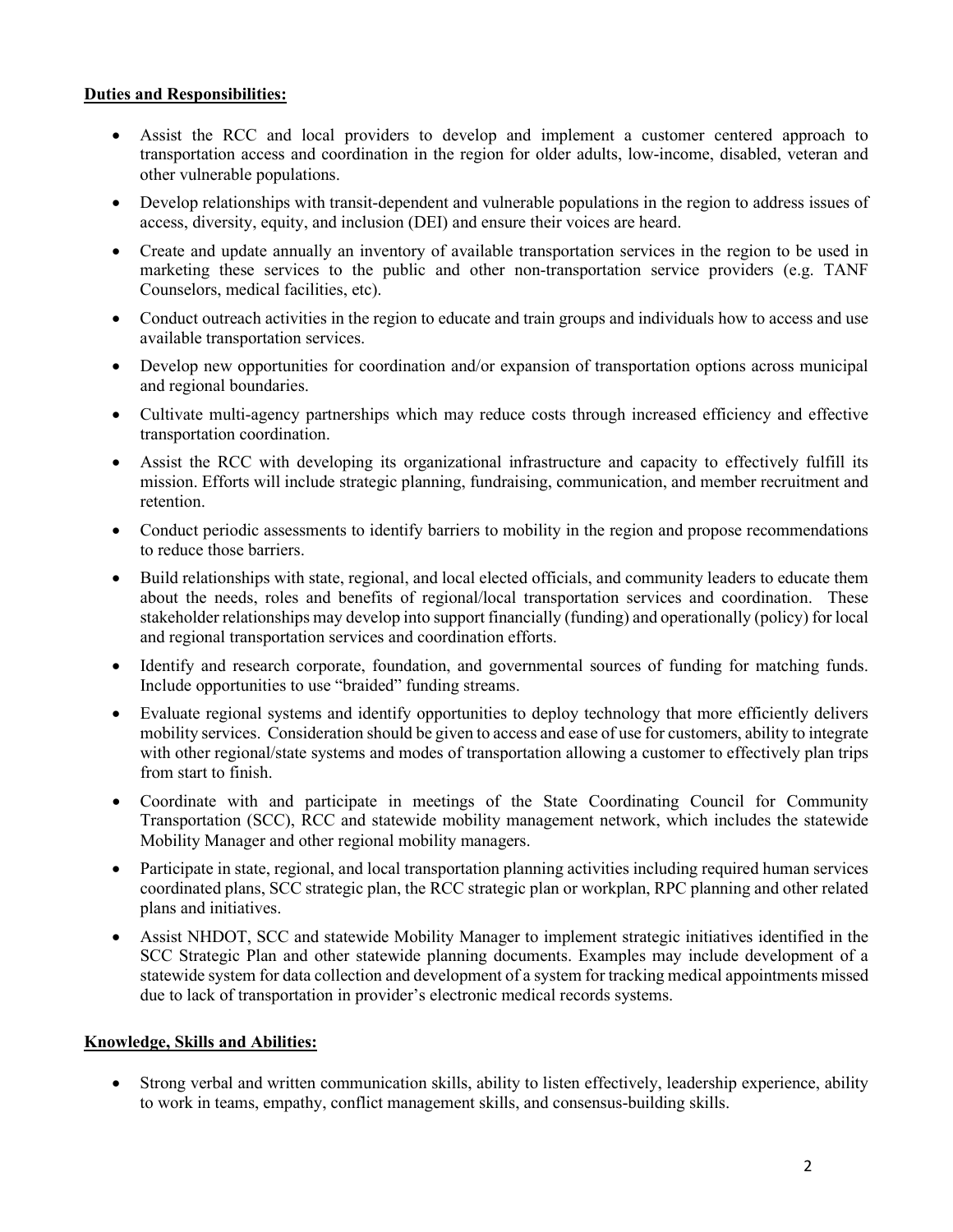**Duties and Responsibilities:**

- Assist the RCC and local providers to develop and implement a customer centered approach to transportation access and coordination in the region for older adults, low-income, disabled, veteran and other vulnerable populations.
- Develop relationships with transit-dependent and vulnerable populations in the region to address issues of access, diversity, equity, and inclusion (DEI) and ensure their voices are heard.
- Create and update annually an inventory of available transportation services in the region to be used in marketing these services to the public and other non-transportation service providers (e.g. TANF Counselors, medical facilities, etc).
- Conduct outreach activities in the region to educate and train groups and individuals how to access and use available transportation services.
- Develop new opportunities for coordination and/or expansion of transportation options across municipal and regional boundaries.
- Cultivate multi-agency partnerships which may reduce costs through increased efficiency and effective transportation coordination.
- Assist the RCC with developing its organizational infrastructure and capacity to effectively fulfill its mission. Efforts will include strategic planning, fundraising, communication, and member recruitment and retention.
- Conduct periodic assessments to identify barriers to mobility in the region and propose recommendations to reduce those barriers.
- Build relationships with state, regional, and local elected officials, and community leaders to educate them about the needs, roles and benefits of regional/local transportation services and coordination. These stakeholder relationships may develop into support financially (funding) and operationally (policy) for local and regional transportation services and coordination efforts.
- Identify and research corporate, foundation, and governmental sources of funding for matching funds. Include opportunities to use "braided" funding streams.
- Evaluate regional systems and identify opportunities to deploy technology that more efficiently delivers mobility services. Consideration should be given to access and ease of use for customers, ability to integrate with other regional/state systems and modes of transportation allowing a customer to effectively plan trips from start to finish.
- Coordinate with and participate in meetings of the State Coordinating Council for Community Transportation (SCC), RCC and statewide mobility management network, which includes the statewide Mobility Manager and other regional mobility managers.
- Participate in state, regional, and local transportation planning activities including required human services coordinated plans, SCC strategic plan, the RCC strategic plan or workplan, RPC planning and other related plans and initiatives.
- Assist NHDOT, SCC and statewide Mobility Manager to implement strategic initiatives identified in the SCC Strategic Plan and other statewide planning documents. Examples may include development of a statewide system for data collection and development of a system for tracking medical appointments missed due to lack of transportation in provider's electronic medical records systems.

**Knowledge, Skills and Abilities:**

- Strong verbal and written communication skills, ability to listen effectively, leadership experience, ability to work in teams, empathy, conflict management skills, and consensus-building skills.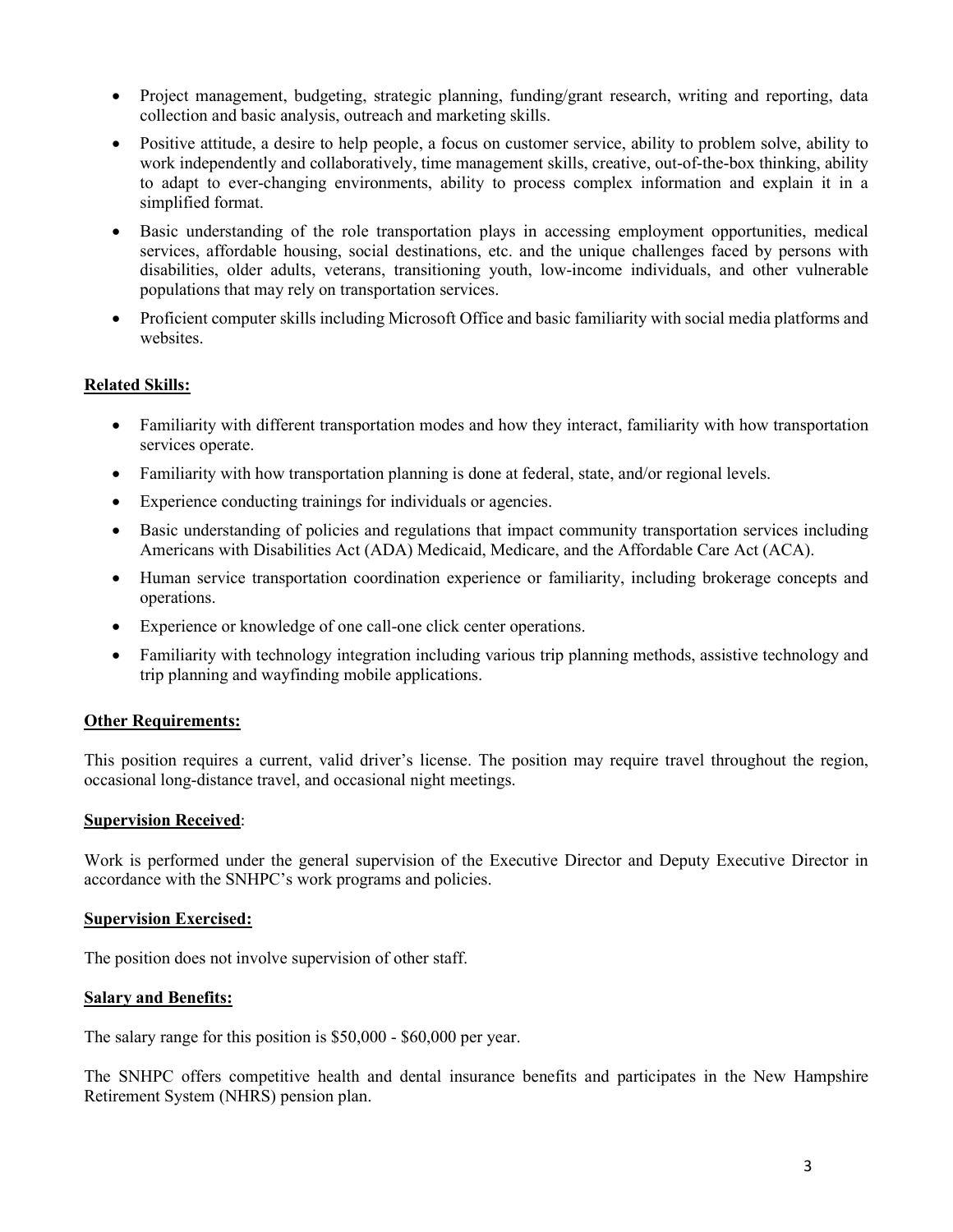- Project management, budgeting, strategic planning, funding/grant research, writing and reporting, data collection and basic analysis, outreach and marketing skills.
- Positive attitude, a desire to help people, a focus on customer service, ability to problem solve, ability to work independently and collaboratively, time management skills, creative, out-of-the-box thinking, ability to adapt to ever-changing environments, ability to process complex information and explain it in a simplified format.
- Basic understanding of the role transportation plays in accessing employment opportunities, medical services, affordable housing, social destinations, etc. and the unique challenges faced by persons with disabilities, older adults, veterans, transitioning youth, low-income individuals, and other vulnerable populations that may rely on transportation services.
- Proficient computer skills including Microsoft Office and basic familiarity with social media platforms and websites.

**Related Skills:**

- Familiarity with different transportation modes and how they interact, familiarity with how transportation services operate.
- Familiarity with how transportation planning is done at federal, state, and/or regional levels.
- Experience conducting trainings for individuals or agencies.
- Basic understanding of policies and regulations that impact community transportation services including Americans with Disabilities Act (ADA) Medicaid, Medicare, and the Affordable Care Act (ACA).
- Human service transportation coordination experience or familiarity, including brokerage concepts and operations.
- Experience or knowledge of one call-one click center operations.
- Familiarity with technology integration including various trip planning methods, assistive technology and trip planning and wayfinding mobile applications.

**Other Requirements:**

This position requires a current, valid driver's license. The position may require travel throughout the region, occasional long-distance travel, and occasional night meetings.

**Supervision Received**:

Work is performed under the general supervision of the Executive Director and Deputy Executive Director in accordance with the SNHPC's work programs and policies.

**Supervision Exercised:**

The position does not involve supervision of other staff.

**Salary and Benefits:**

The salary range for this position is $50,000 - $60,000 per year.

The SNHPC offers competitive health and dental insurance benefits and participates in the New Hampshire Retirement System (NHRS) pension plan.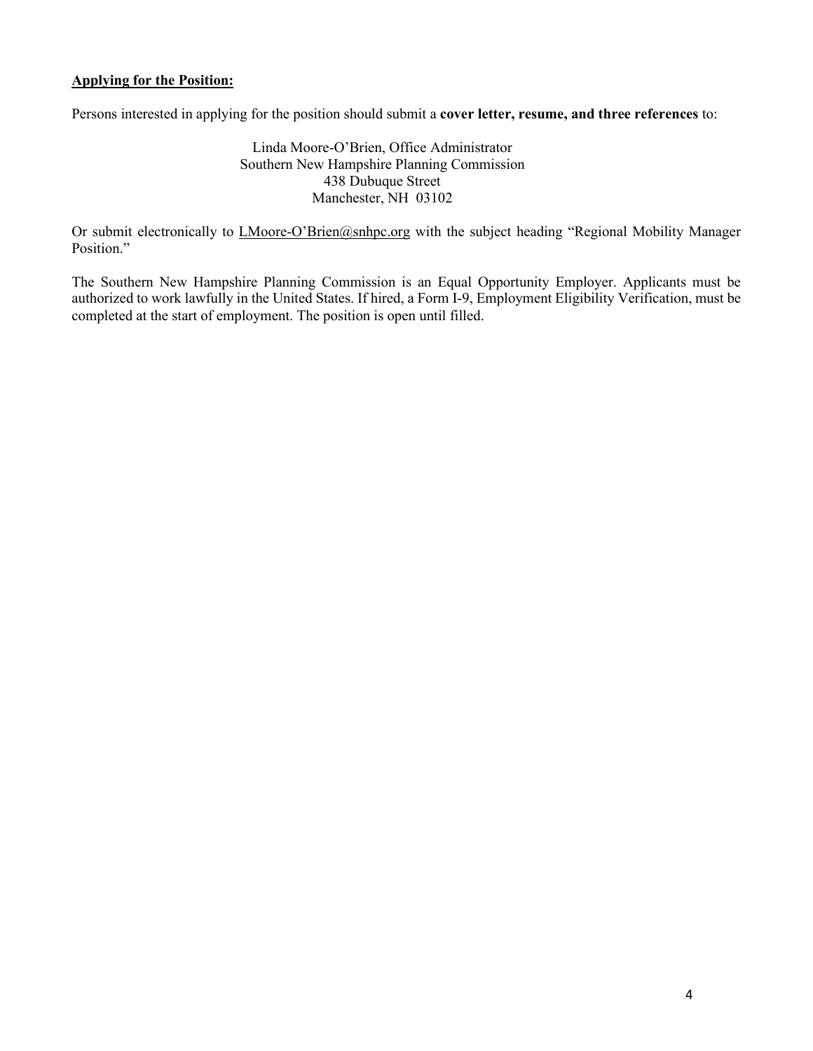**Applying for the Position:**

Persons interested in applying for the position should submit a **cover letter, resume, and three references** to:

Linda Moore-O'Brien, Office Administrator
Southern New Hampshire Planning Commission
438 Dubuque Street
Manchester, NH 03102

Or submit electronically to LMoore-O'Brien@snhpc.org with the subject heading "Regional Mobility Manager Position."

The Southern New Hampshire Planning Commission is an Equal Opportunity Employer. Applicants must be authorized to work lawfully in the United States. If hired, a Form I-9, Employment Eligibility Verification, must be completed at the start of employment. The position is open until filled.